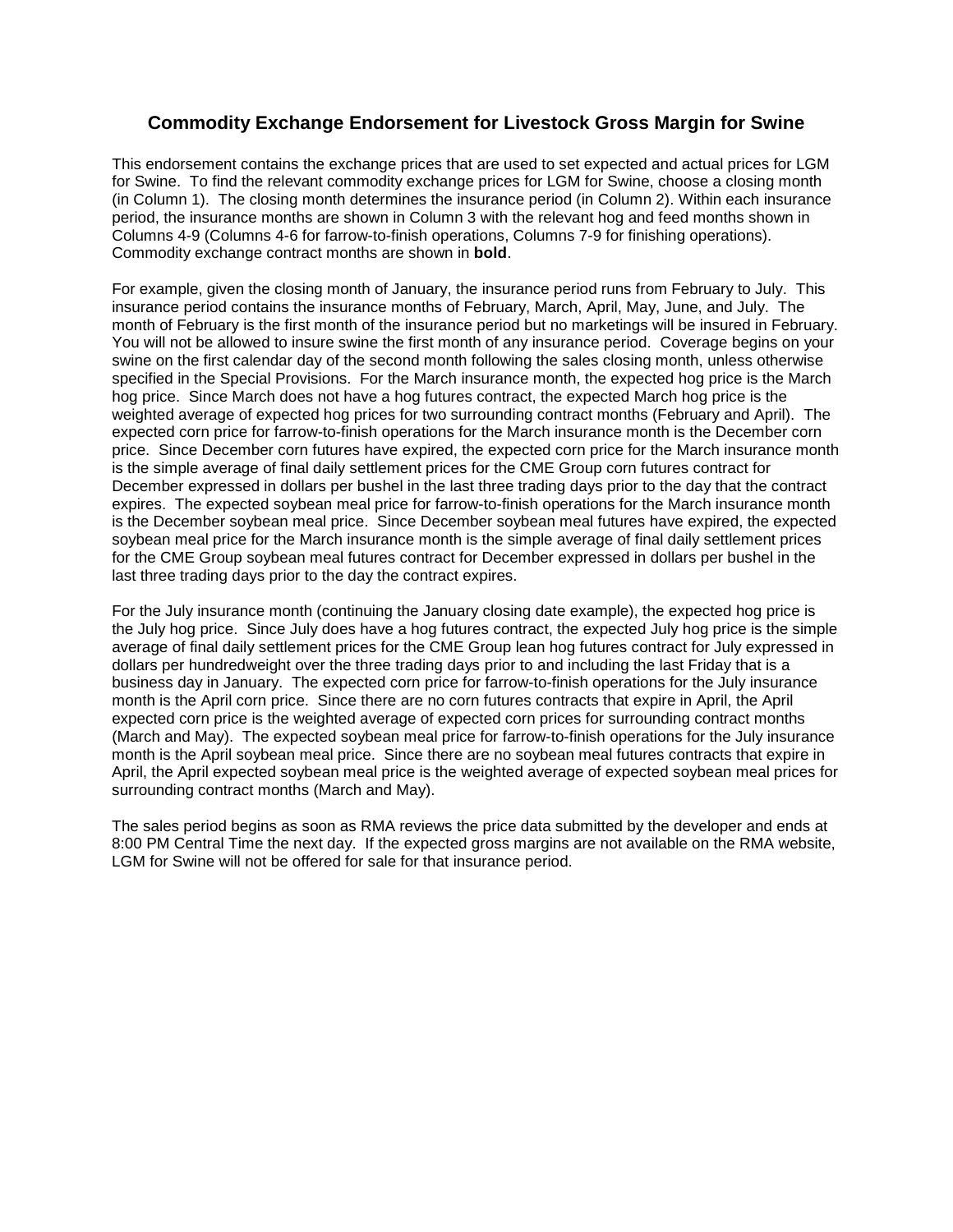## Commodity Exchange Endorsement for Livestock Gross Margin for Swine

This endorsement contains the exchange prices that are used to set expected and actual prices for LGM for Swine. To find the relevant commodity exchange prices for LGM for Swine, choose a closing month (in Column 1). The closing month determines the insurance period (in Column 2). Within each insurance period, the insurance months are shown in Column 3 with the relevant hog and feed months shown in Columns 4-9 (Columns 4-6 for farrow-to-finish operations, Columns 7-9 for finishing operations). Commodity exchange contract months are shown in **bold**.

For example, given the closing month of January, the insurance period runs from February to July. This insurance period contains the insurance months of February, March, April, May, June, and July. The month of February is the first month of the insurance period but no marketings will be insured in February. You will not be allowed to insure swine the first month of any insurance period. Coverage begins on your swine on the first calendar day of the second month following the sales closing month, unless otherwise specified in the Special Provisions. For the March insurance month, the expected hog price is the March hog price. Since March does not have a hog futures contract, the expected March hog price is the weighted average of expected hog prices for two surrounding contract months (February and April). The expected corn price for farrow-to-finish operations for the March insurance month is the December corn price. Since December corn futures have expired, the expected corn price for the March insurance month is the simple average of final daily settlement prices for the CME Group corn futures contract for December expressed in dollars per bushel in the last three trading days prior to the day that the contract expires. The expected soybean meal price for farrow-to-finish operations for the March insurance month is the December soybean meal price. Since December soybean meal futures have expired, the expected soybean meal price for the March insurance month is the simple average of final daily settlement prices for the CME Group soybean meal futures contract for December expressed in dollars per bushel in the last three trading days prior to the day the contract expires.

For the July insurance month (continuing the January closing date example), the expected hog price is the July hog price. Since July does have a hog futures contract, the expected July hog price is the simple average of final daily settlement prices for the CME Group lean hog futures contract for July expressed in dollars per hundredweight over the three trading days prior to and including the last Friday that is a business day in January. The expected corn price for farrow-to-finish operations for the July insurance month is the April corn price. Since there are no corn futures contracts that expire in April, the April expected corn price is the weighted average of expected corn prices for surrounding contract months (March and May). The expected soybean meal price for farrow-to-finish operations for the July insurance month is the April soybean meal price. Since there are no soybean meal futures contracts that expire in April, the April expected soybean meal price is the weighted average of expected soybean meal prices for surrounding contract months (March and May).

The sales period begins as soon as RMA reviews the price data submitted by the developer and ends at 8:00 PM Central Time the next day. If the expected gross margins are not available on the RMA website, LGM for Swine will not be offered for sale for that insurance period.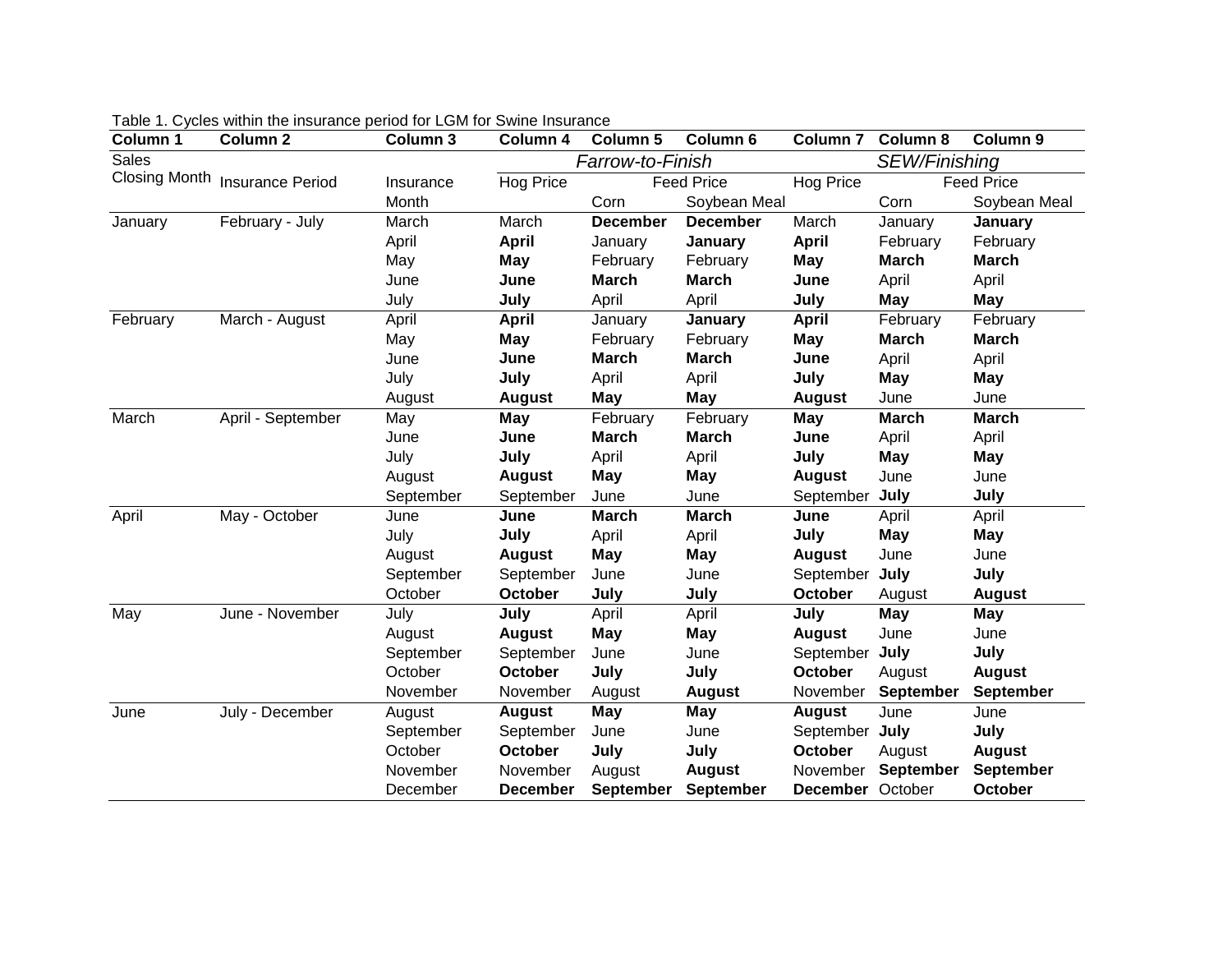Table 1. Cycles within the insurance period for LGM for Swine Insurance

| Column 1 | Column 2 | Column 3 | Column 4 | Column 5 | Column 6 | Column 7 | Column 8 | Column 9 |
|---|---|---|---|---|---|---|---|---|
| Sales | | | *Farrow-to-Finish* | | | *SEW/Finishing* | | |
| Closing Month | Insurance Period | Insurance | Hog Price | Feed Price | | Hog Price | Feed Price | |
| | | Month | | Corn | Soybean Meal | | Corn | Soybean Meal |
| January | February - July | March | March | **December** | **December** | March | January | **January** |
| | | April | **April** | January | **January** | **April** | February | February |
| | | May | **May** | February | February | **May** | **March** | **March** |
| | | June | **June** | **March** | **March** | **June** | April | April |
| | | July | **July** | April | April | **July** | **May** | **May** |
| February | March - August | April | **April** | January | **January** | **April** | February | February |
| | | May | **May** | February | February | **May** | **March** | **March** |
| | | June | **June** | **March** | **March** | **June** | April | April |
| | | July | **July** | April | April | **July** | **May** | **May** |
| | | August | **August** | **May** | **May** | **August** | June | June |
| March | April - September | May | **May** | February | February | **May** | **March** | **March** |
| | | June | **June** | **March** | **March** | **June** | April | April |
| | | July | **July** | April | April | **July** | **May** | **May** |
| | | August | **August** | **May** | **May** | **August** | June | June |
| | | September | September | June | June | September | **July** | **July** |
| April | May - October | June | **June** | **March** | **March** | **June** | April | April |
| | | July | **July** | April | April | **July** | **May** | **May** |
| | | August | **August** | **May** | **May** | **August** | June | June |
| | | September | September | June | June | September | **July** | **July** |
| | | October | **October** | **July** | **July** | **October** | August | **August** |
| May | June - November | July | **July** | April | April | **July** | **May** | **May** |
| | | August | **August** | **May** | **May** | **August** | June | June |
| | | September | September | June | June | September | **July** | **July** |
| | | October | **October** | **July** | **July** | **October** | August | **August** |
| | | November | November | August | **August** | November | **September** | **September** |
| June | July - December | August | **August** | **May** | **May** | **August** | June | June |
| | | September | September | June | June | September | **July** | **July** |
| | | October | **October** | **July** | **July** | **October** | August | **August** |
| | | November | November | August | **August** | November | **September** | **September** |
| | | December | **December** | **September** | **September** | **December** | October | **October** |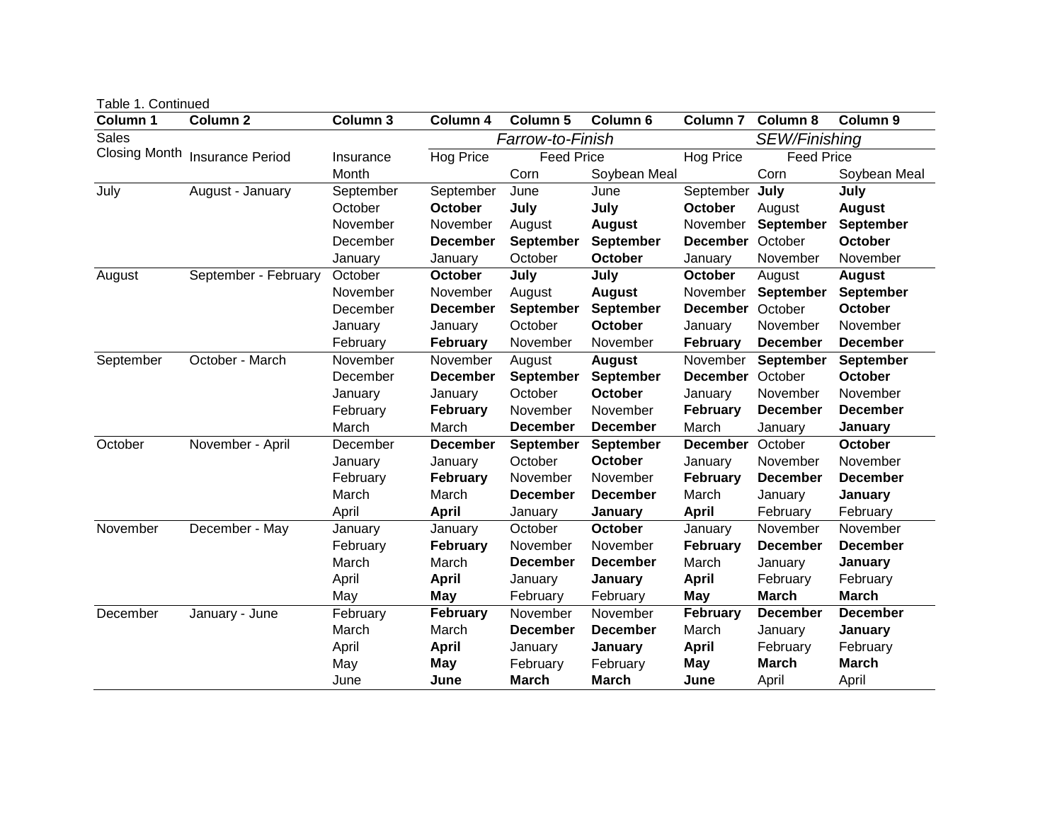Table 1. Continued

| Column 1 | Column 2 | Column 3 | Column 4 | Column 5 | Column 6 | Column 7 | Column 8 | Column 9 |
|---|---|---|---|---|---|---|---|---|
| Sales | | | *Farrow-to-Finish* | | | *SEW/Finishing* | | |
| Closing Month | Insurance Period | Insurance Month | Hog Price | Feed Price | | Hog Price | Feed Price | |
| | | | | Corn | Soybean Meal | | Corn | Soybean Meal |
| July | August - January | September | September | June | June | September | **July** | **July** |
| | | October | **October** | **July** | **July** | **October** | August | **August** |
| | | November | November | August | **August** | November | **September** | **September** |
| | | December | **December** | **September** | **September** | **December** | October | **October** |
| | | January | January | October | **October** | January | November | November |
| August | September - February | October | **October** | **July** | **July** | **October** | August | **August** |
| | | November | November | August | **August** | November | **September** | **September** |
| | | December | **December** | **September** | **September** | **December** | October | **October** |
| | | January | January | October | **October** | January | November | November |
| | | February | **February** | November | November | **February** | **December** | **December** |
| September | October - March | November | November | August | **August** | November | **September** | **September** |
| | | December | **December** | **September** | **September** | **December** | October | **October** |
| | | January | January | October | **October** | January | November | November |
| | | February | **February** | November | November | **February** | **December** | **December** |
| | | March | March | **December** | **December** | March | January | **January** |
| October | November - April | December | **December** | **September** | **September** | **December** | October | **October** |
| | | January | January | October | **October** | January | November | November |
| | | February | **February** | November | November | **February** | **December** | **December** |
| | | March | March | **December** | **December** | March | January | **January** |
| | | April | **April** | January | **January** | **April** | February | February |
| November | December - May | January | January | October | **October** | January | November | November |
| | | February | **February** | November | November | **February** | **December** | **December** |
| | | March | March | **December** | **December** | March | January | **January** |
| | | April | **April** | January | **January** | **April** | February | February |
| | | May | **May** | February | February | **May** | **March** | **March** |
| December | January - June | February | **February** | November | November | **February** | **December** | **December** |
| | | March | March | **December** | **December** | March | January | **January** |
| | | April | **April** | January | **January** | **April** | February | February |
| | | May | **May** | February | February | **May** | **March** | **March** |
| | | June | **June** | **March** | **March** | **June** | April | April |